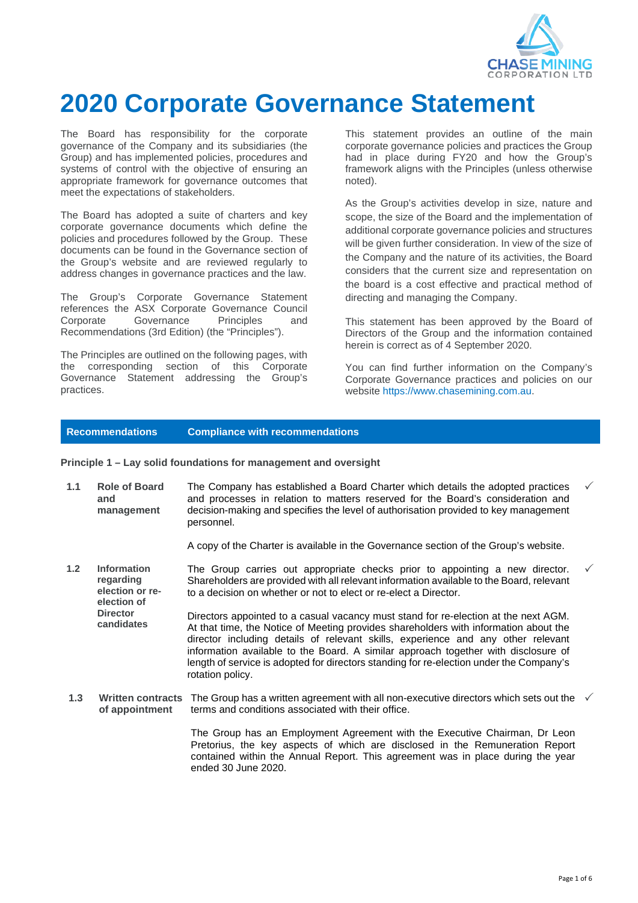# 2020 Corporate Governance Statement

The Board has responsibility for the corporate governance of the Company and its subsidiaries (the Group) and has implemented policies, procedures and systems of control with the objective of ensuring an appropriate framework for governance outcomes that meet the expectations of stakeholders.

The Board has adopted a suite of charters and key corporate governance documents which define the policies and procedures followed by the Group. These documents can be found in the Governance section of the Group's website and are reviewed regularly to address changes in governance practices and the law.

The Group's Corporate Governance Statement references the ASX Corporate Governance Council Corporate Governance Principles and Recommendations (3rd Edition) (the "Principles").

The Principles are outlined on the following pages, with the corresponding section of this Corporate Governance Statement addressing the Group's practices.

This statement provides an outline of the main corporate governance policies and practices the Group had in place during FY20 and how the Group's framework aligns with the Principles (unless otherwise noted).

As the Group's activities develop in size, nature and scope, the size of the Board and the implementation of additional corporate governance policies and structures will be given further consideration. In view of the size of the Company and the nature of its activities, the Board considers that the current size and representation on the board is a cost effective and practical method of directing and managing the Company.

This statement has been approved by the Board of Directors of the Group and the information contained herein is correct as of 4 September 2020.

You can find further information on the Company's Corporate Governance practices and policies on our website https://www.chasemining.com.au.

| | Recommendations | Compliance with recommendations | |
|---|---|---|---|
| **Principle 1 – Lay solid foundations for management and oversight** | | | |
| **1.1** | **Role of Board and management** | The Company has established a Board Charter which details the adopted practices and processes in relation to matters reserved for the Board's consideration and decision-making and specifies the level of authorisation provided to key management personnel.<br><br>A copy of the Charter is available in the Governance section of the Group's website. | ✓ |
| **1.2** | **Information regarding election or re-election of Director candidates** | The Group carries out appropriate checks prior to appointing a new director. Shareholders are provided with all relevant information available to the Board, relevant to a decision on whether or not to elect or re-elect a Director.<br><br>Directors appointed to a casual vacancy must stand for re-election at the next AGM. At that time, the Notice of Meeting provides shareholders with information about the director including details of relevant skills, experience and any other relevant information available to the Board. A similar approach together with disclosure of length of service is adopted for directors standing for re-election under the Company's rotation policy. | ✓ |
| **1.3** | **Written contracts of appointment** | The Group has a written agreement with all non-executive directors which sets out the terms and conditions associated with their office.<br><br>The Group has an Employment Agreement with the Executive Chairman, Dr Leon Pretorius, the key aspects of which are disclosed in the Remuneration Report contained within the Annual Report. This agreement was in place during the year ended 30 June 2020. | ✓ |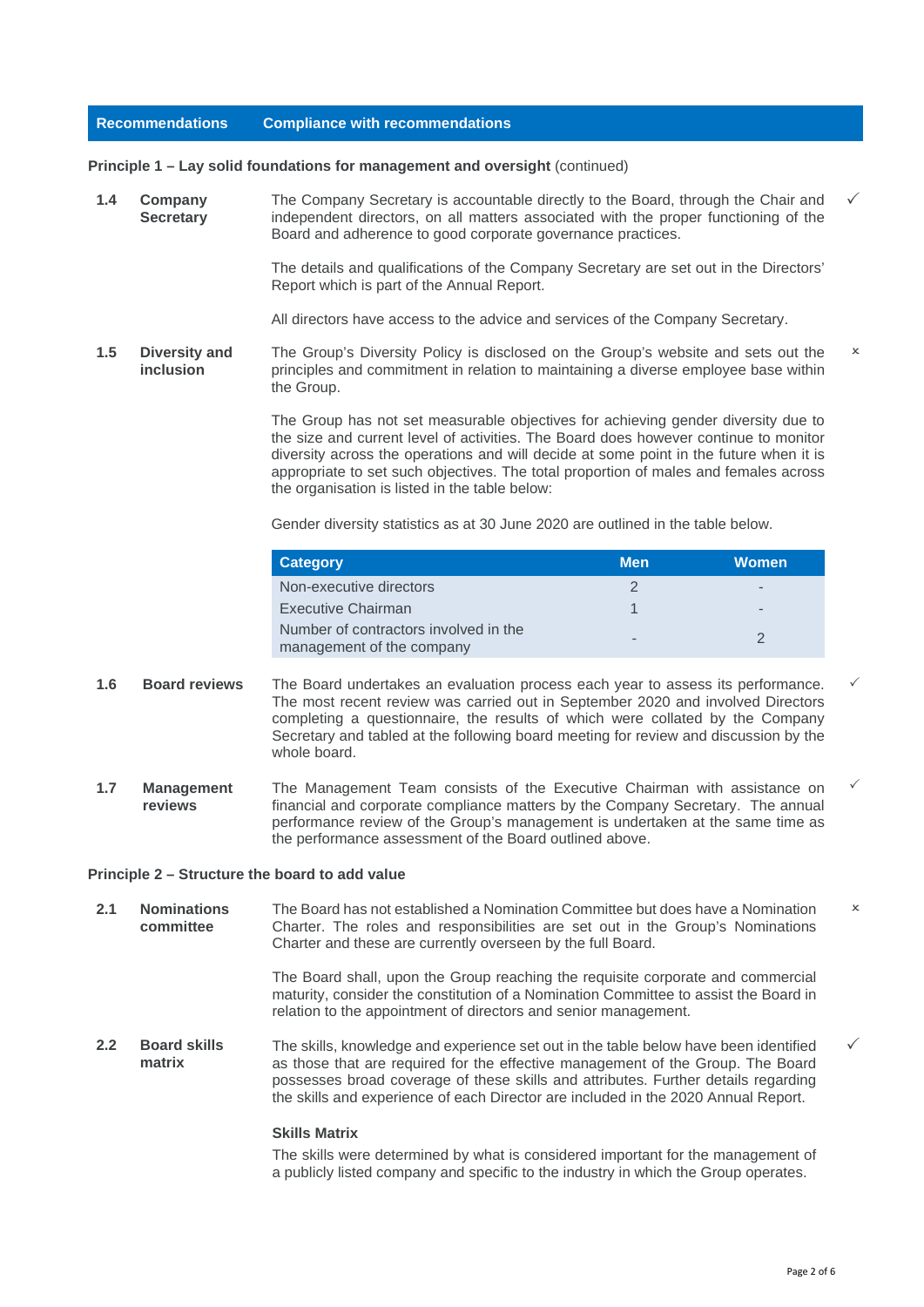| Recommendations | Compliance with recommendations |
|---|---|

**Principle 1 – Lay solid foundations for management and oversight** (continued)

**1.4 Company Secretary** ✓

The Company Secretary is accountable directly to the Board, through the Chair and independent directors, on all matters associated with the proper functioning of the Board and adherence to good corporate governance practices.

The details and qualifications of the Company Secretary are set out in the Directors' Report which is part of the Annual Report.

All directors have access to the advice and services of the Company Secretary.

**1.5 Diversity and inclusion** ×

The Group's Diversity Policy is disclosed on the Group's website and sets out the principles and commitment in relation to maintaining a diverse employee base within the Group.

The Group has not set measurable objectives for achieving gender diversity due to the size and current level of activities. The Board does however continue to monitor diversity across the operations and will decide at some point in the future when it is appropriate to set such objectives. The total proportion of males and females across the organisation is listed in the table below:

Gender diversity statistics as at 30 June 2020 are outlined in the table below.

| Category | Men | Women |
|---|---|---|
| Non-executive directors | 2 | - |
| Executive Chairman | 1 | - |
| Number of contractors involved in the management of the company | - | 2 |

**1.6 Board reviews** ✓

The Board undertakes an evaluation process each year to assess its performance. The most recent review was carried out in September 2020 and involved Directors completing a questionnaire, the results of which were collated by the Company Secretary and tabled at the following board meeting for review and discussion by the whole board.

**1.7 Management reviews** ✓

The Management Team consists of the Executive Chairman with assistance on financial and corporate compliance matters by the Company Secretary. The annual performance review of the Group's management is undertaken at the same time as the performance assessment of the Board outlined above.

**Principle 2 – Structure the board to add value**

**2.1 Nominations committee** ×

The Board has not established a Nomination Committee but does have a Nomination Charter. The roles and responsibilities are set out in the Group's Nominations Charter and these are currently overseen by the full Board.

The Board shall, upon the Group reaching the requisite corporate and commercial maturity, consider the constitution of a Nomination Committee to assist the Board in relation to the appointment of directors and senior management.

**2.2 Board skills matrix** ✓

The skills, knowledge and experience set out in the table below have been identified as those that are required for the effective management of the Group. The Board possesses broad coverage of these skills and attributes. Further details regarding the skills and experience of each Director are included in the 2020 Annual Report.

**Skills Matrix**

The skills were determined by what is considered important for the management of a publicly listed company and specific to the industry in which the Group operates.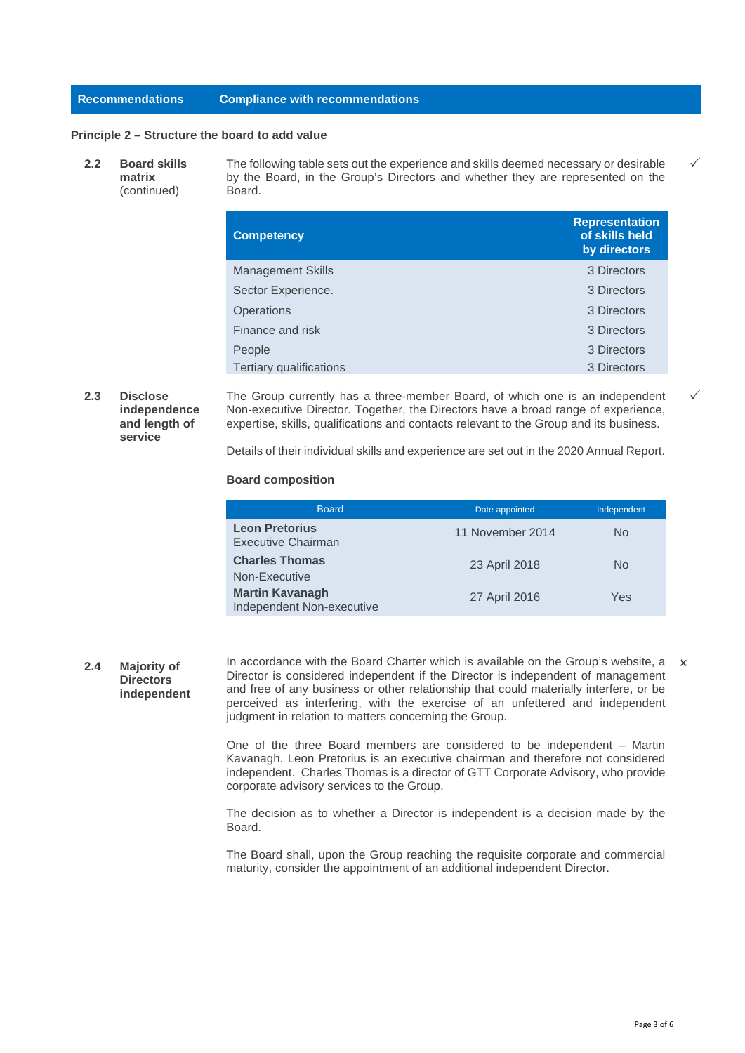| Recommendations | Compliance with recommendations |
|---|---|

**Principle 2 – Structure the board to add value**

**2.2 Board skills matrix** (continued)

The following table sets out the experience and skills deemed necessary or desirable by the Board, in the Group's Directors and whether they are represented on the Board. ✓

| Competency | Representation of skills held by directors |
|---|---|
| Management Skills | 3 Directors |
| Sector Experience. | 3 Directors |
| Operations | 3 Directors |
| Finance and risk | 3 Directors |
| People | 3 Directors |
| Tertiary qualifications | 3 Directors |

**2.3 Disclose independence and length of service**

The Group currently has a three-member Board, of which one is an independent Non-executive Director. Together, the Directors have a broad range of experience, expertise, skills, qualifications and contacts relevant to the Group and its business. ✓

Details of their individual skills and experience are set out in the 2020 Annual Report.

**Board composition**

| Board | Date appointed | Independent |
|---|---|---|
| **Leon Pretorius** Executive Chairman | 11 November 2014 | No |
| **Charles Thomas** Non-Executive | 23 April 2018 | No |
| **Martin Kavanagh** Independent Non-executive | 27 April 2016 | Yes |

**2.4 Majority of Directors independent**

In accordance with the Board Charter which is available on the Group's website, a Director is considered independent if the Director is independent of management and free of any business or other relationship that could materially interfere, or be perceived as interfering, with the exercise of an unfettered and independent judgment in relation to matters concerning the Group. ×

One of the three Board members are considered to be independent – Martin Kavanagh. Leon Pretorius is an executive chairman and therefore not considered independent. Charles Thomas is a director of GTT Corporate Advisory, who provide corporate advisory services to the Group.

The decision as to whether a Director is independent is a decision made by the Board.

The Board shall, upon the Group reaching the requisite corporate and commercial maturity, consider the appointment of an additional independent Director.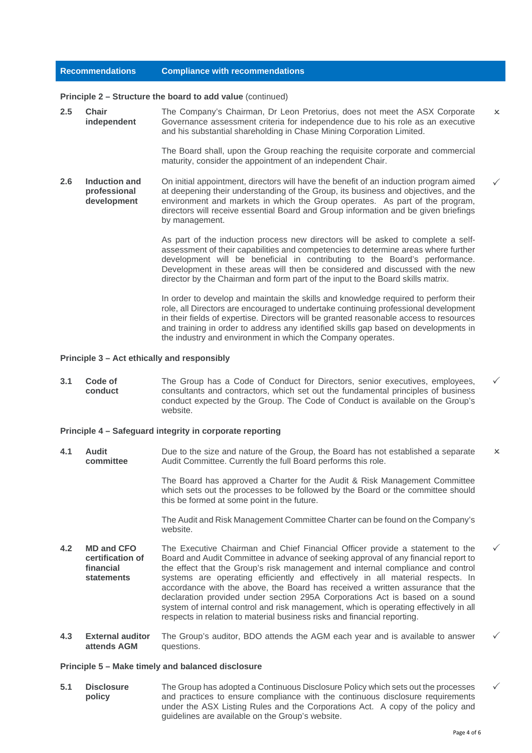| Recommendations | | Compliance with recommendations | |
|---|---|---|---|
| **Principle 2 – Structure the board to add value** (continued) | | | |
| **2.5** | **Chair independent** | The Company's Chairman, Dr Leon Pretorius, does not meet the ASX Corporate Governance assessment criteria for independence due to his role as an executive and his substantial shareholding in Chase Mining Corporation Limited.<br><br>The Board shall, upon the Group reaching the requisite corporate and commercial maturity, consider the appointment of an independent Chair. | × |
| **2.6** | **Induction and professional development** | On initial appointment, directors will have the benefit of an induction program aimed at deepening their understanding of the Group, its business and objectives, and the environment and markets in which the Group operates. As part of the program, directors will receive essential Board and Group information and be given briefings by management.<br><br>As part of the induction process new directors will be asked to complete a self-assessment of their capabilities and competencies to determine areas where further development will be beneficial in contributing to the Board's performance. Development in these areas will then be considered and discussed with the new director by the Chairman and form part of the input to the Board skills matrix.<br><br>In order to develop and maintain the skills and knowledge required to perform their role, all Directors are encouraged to undertake continuing professional development in their fields of expertise. Directors will be granted reasonable access to resources and training in order to address any identified skills gap based on developments in the industry and environment in which the Company operates. | ✓ |
| **Principle 3 – Act ethically and responsibly** | | | |
| **3.1** | **Code of conduct** | The Group has a Code of Conduct for Directors, senior executives, employees, consultants and contractors, which set out the fundamental principles of business conduct expected by the Group. The Code of Conduct is available on the Group's website. | ✓ |
| **Principle 4 – Safeguard integrity in corporate reporting** | | | |
| **4.1** | **Audit committee** | Due to the size and nature of the Group, the Board has not established a separate Audit Committee. Currently the full Board performs this role.<br><br>The Board has approved a Charter for the Audit & Risk Management Committee which sets out the processes to be followed by the Board or the committee should this be formed at some point in the future.<br><br>The Audit and Risk Management Committee Charter can be found on the Company's website. | × |
| **4.2** | **MD and CFO certification of financial statements** | The Executive Chairman and Chief Financial Officer provide a statement to the Board and Audit Committee in advance of seeking approval of any financial report to the effect that the Group's risk management and internal compliance and control systems are operating efficiently and effectively in all material respects. In accordance with the above, the Board has received a written assurance that the declaration provided under section 295A Corporations Act is based on a sound system of internal control and risk management, which is operating effectively in all respects in relation to material business risks and financial reporting. | ✓ |
| **4.3** | **External auditor attends AGM** | The Group's auditor, BDO attends the AGM each year and is available to answer questions. | ✓ |
| **Principle 5 – Make timely and balanced disclosure** | | | |
| **5.1** | **Disclosure policy** | The Group has adopted a Continuous Disclosure Policy which sets out the processes and practices to ensure compliance with the continuous disclosure requirements under the ASX Listing Rules and the Corporations Act. A copy of the policy and guidelines are available on the Group's website. | ✓ |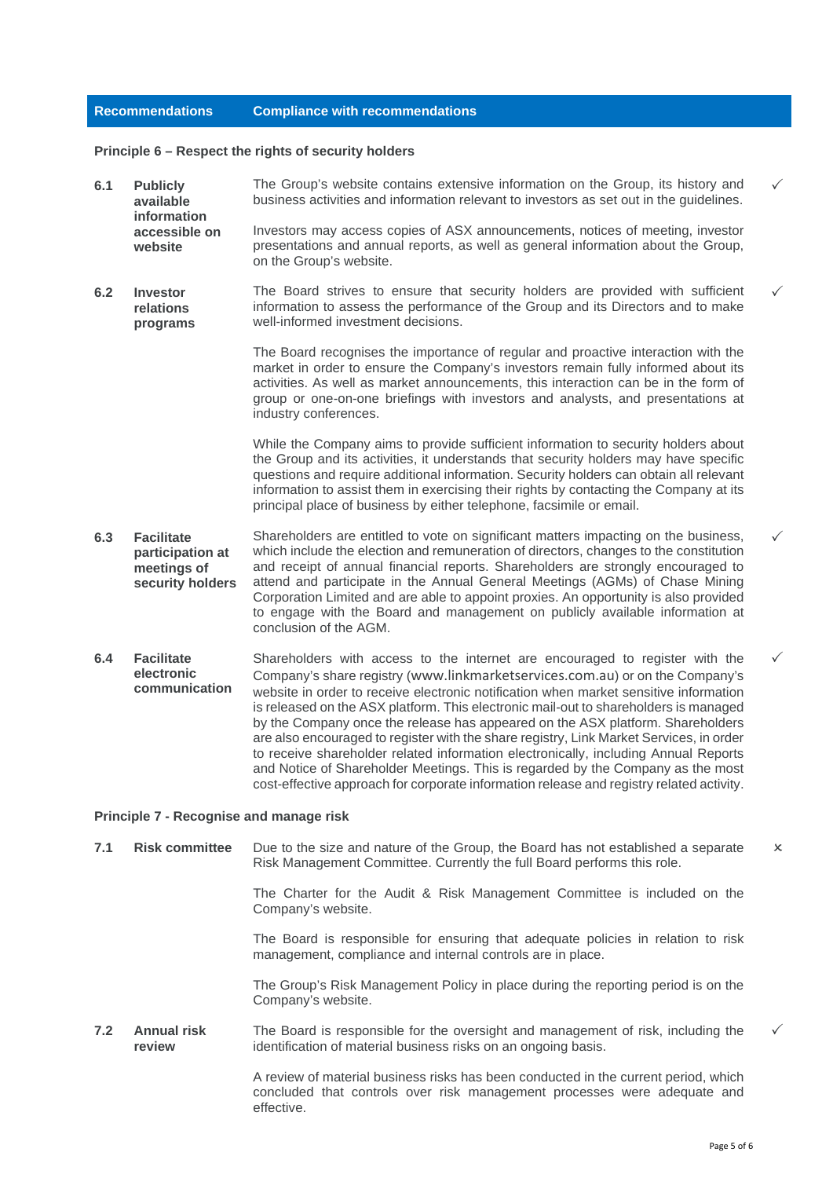| Recommendations | | Compliance with recommendations | |
|---|---|---|---|
| **Principle 6 – Respect the rights of security holders** | | | |
| **6.1** | **Publicly available information accessible on website** | The Group's website contains extensive information on the Group, its history and business activities and information relevant to investors as set out in the guidelines.<br><br>Investors may access copies of ASX announcements, notices of meeting, investor presentations and annual reports, as well as general information about the Group, on the Group's website. | ✓ |
| **6.2** | **Investor relations programs** | The Board strives to ensure that security holders are provided with sufficient information to assess the performance of the Group and its Directors and to make well-informed investment decisions.<br><br>The Board recognises the importance of regular and proactive interaction with the market in order to ensure the Company's investors remain fully informed about its activities. As well as market announcements, this interaction can be in the form of group or one-on-one briefings with investors and analysts, and presentations at industry conferences.<br><br>While the Company aims to provide sufficient information to security holders about the Group and its activities, it understands that security holders may have specific questions and require additional information. Security holders can obtain all relevant information to assist them in exercising their rights by contacting the Company at its principal place of business by either telephone, facsimile or email. | ✓ |
| **6.3** | **Facilitate participation at meetings of security holders** | Shareholders are entitled to vote on significant matters impacting on the business, which include the election and remuneration of directors, changes to the constitution and receipt of annual financial reports. Shareholders are strongly encouraged to attend and participate in the Annual General Meetings (AGMs) of Chase Mining Corporation Limited and are able to appoint proxies. An opportunity is also provided to engage with the Board and management on publicly available information at conclusion of the AGM. | ✓ |
| **6.4** | **Facilitate electronic communication** | Shareholders with access to the internet are encouraged to register with the Company's share registry (www.linkmarketservices.com.au) or on the Company's website in order to receive electronic notification when market sensitive information is released on the ASX platform. This electronic mail-out to shareholders is managed by the Company once the release has appeared on the ASX platform. Shareholders are also encouraged to register with the share registry, Link Market Services, in order to receive shareholder related information electronically, including Annual Reports and Notice of Shareholder Meetings. This is regarded by the Company as the most cost-effective approach for corporate information release and registry related activity. | ✓ |
| **Principle 7 - Recognise and manage risk** | | | |
| **7.1** | **Risk committee** | Due to the size and nature of the Group, the Board has not established a separate Risk Management Committee. Currently the full Board performs this role.<br><br>The Charter for the Audit & Risk Management Committee is included on the Company's website.<br><br>The Board is responsible for ensuring that adequate policies in relation to risk management, compliance and internal controls are in place.<br><br>The Group's Risk Management Policy in place during the reporting period is on the Company's website. | × |
| **7.2** | **Annual risk review** | The Board is responsible for the oversight and management of risk, including the identification of material business risks on an ongoing basis.<br><br>A review of material business risks has been conducted in the current period, which concluded that controls over risk management processes were adequate and effective. | ✓ |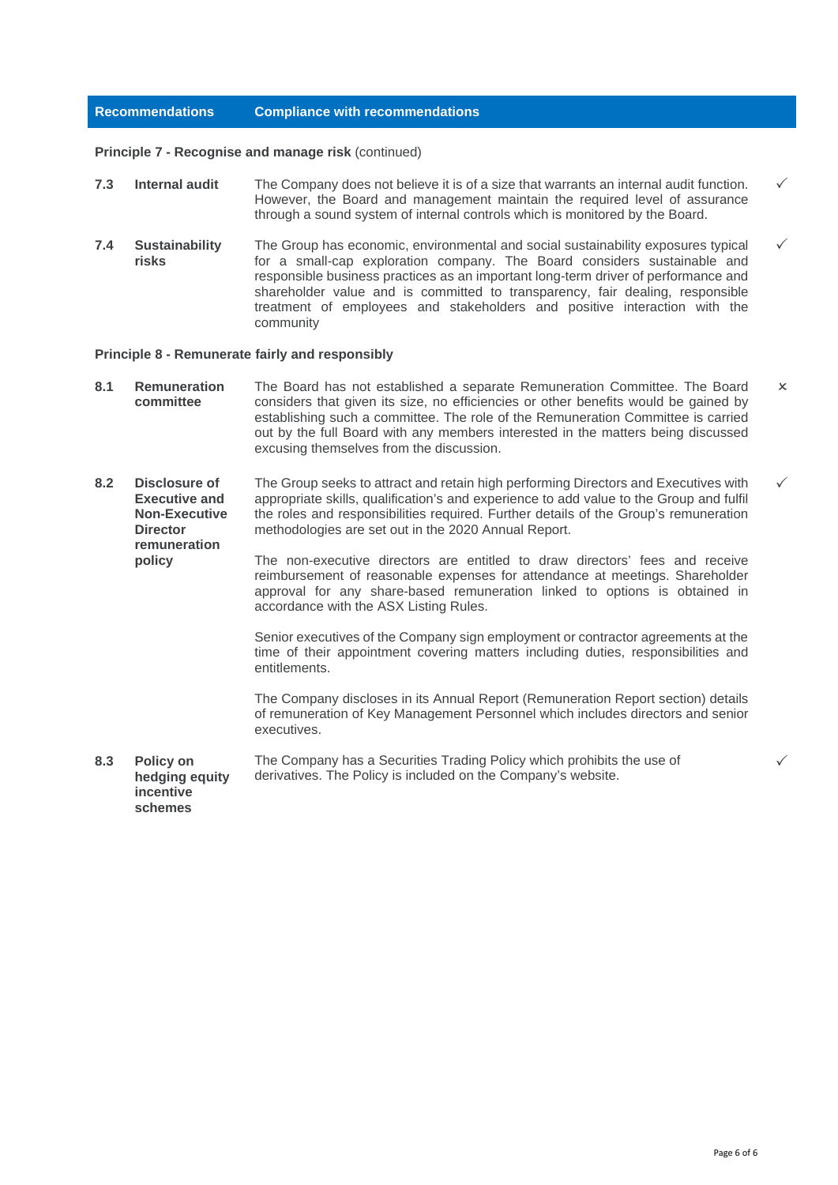| Recommendations | | Compliance with recommendations | |
|---|---|---|---|
| **Principle 7 - Recognise and manage risk** (continued) | | | |
| **7.3** | **Internal audit** | The Company does not believe it is of a size that warrants an internal audit function. However, the Board and management maintain the required level of assurance through a sound system of internal controls which is monitored by the Board. | ✓ |
| **7.4** | **Sustainability risks** | The Group has economic, environmental and social sustainability exposures typical for a small-cap exploration company. The Board considers sustainable and responsible business practices as an important long-term driver of performance and shareholder value and is committed to transparency, fair dealing, responsible treatment of employees and stakeholders and positive interaction with the community | ✓ |
| **Principle 8 - Remunerate fairly and responsibly** | | | |
| **8.1** | **Remuneration committee** | The Board has not established a separate Remuneration Committee. The Board considers that given its size, no efficiencies or other benefits would be gained by establishing such a committee. The role of the Remuneration Committee is carried out by the full Board with any members interested in the matters being discussed excusing themselves from the discussion. | × |
| **8.2** | **Disclosure of Executive and Non-Executive Director remuneration policy** | The Group seeks to attract and retain high performing Directors and Executives with appropriate skills, qualification's and experience to add value to the Group and fulfil the roles and responsibilities required. Further details of the Group's remuneration methodologies are set out in the 2020 Annual Report.<br><br>The non-executive directors are entitled to draw directors' fees and receive reimbursement of reasonable expenses for attendance at meetings. Shareholder approval for any share-based remuneration linked to options is obtained in accordance with the ASX Listing Rules.<br><br>Senior executives of the Company sign employment or contractor agreements at the time of their appointment covering matters including duties, responsibilities and entitlements.<br><br>The Company discloses in its Annual Report (Remuneration Report section) details of remuneration of Key Management Personnel which includes directors and senior executives. | ✓ |
| **8.3** | **Policy on hedging equity incentive schemes** | The Company has a Securities Trading Policy which prohibits the use of derivatives. The Policy is included on the Company's website. | ✓ |